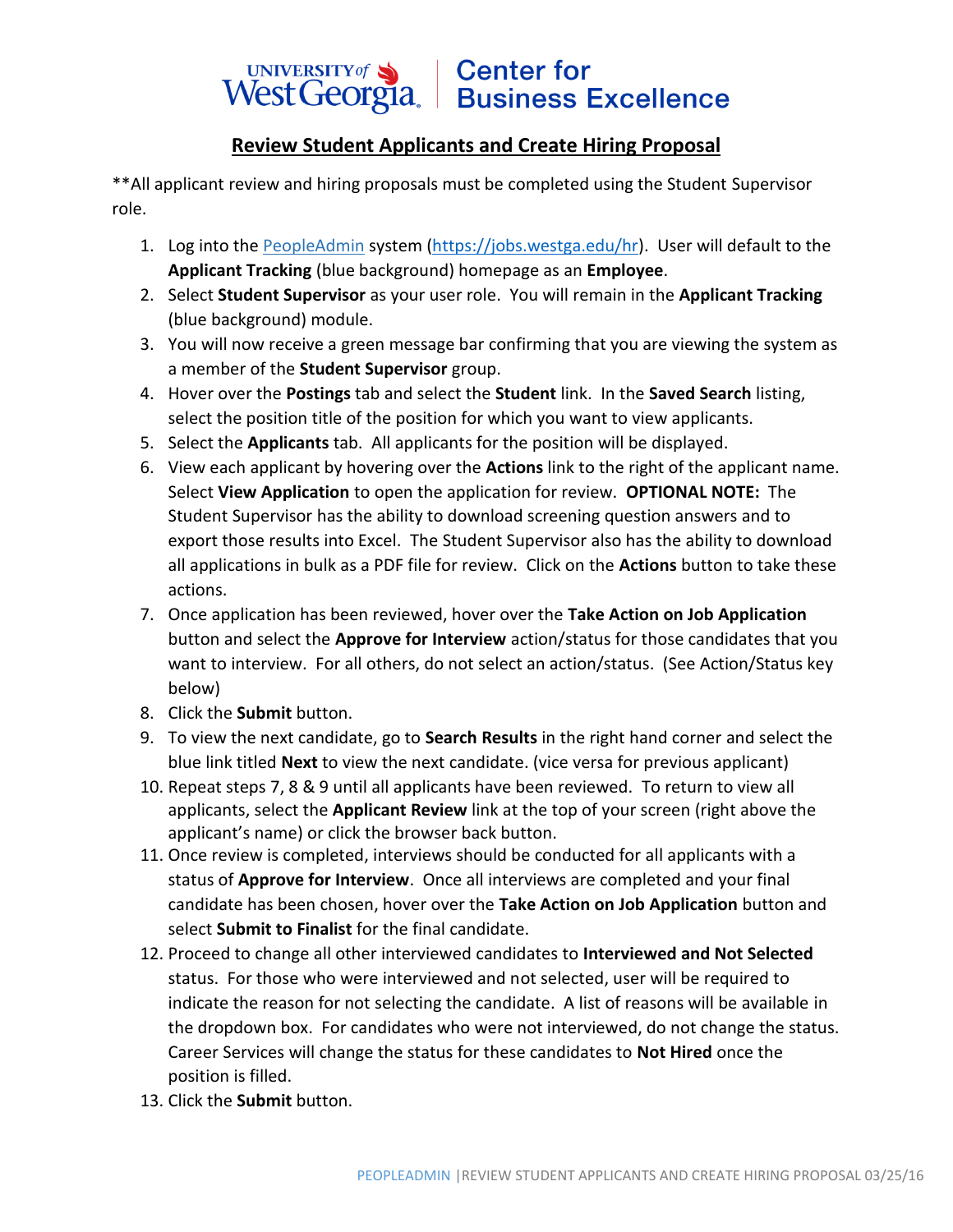University of West Georgia | Center for Business Excellence

## Review Student Applicants and Create Hiring Proposal

**All applicant review and hiring proposals must be completed using the Student Supervisor role.

1. Log into the PeopleAdmin system (https://jobs.westga.edu/hr). User will default to the **Applicant Tracking** (blue background) homepage as an **Employee**.
2. Select **Student Supervisor** as your user role. You will remain in the **Applicant Tracking** (blue background) module.
3. You will now receive a green message bar confirming that you are viewing the system as a member of the **Student Supervisor** group.
4. Hover over the **Postings** tab and select the **Student** link. In the **Saved Search** listing, select the position title of the position for which you want to view applicants.
5. Select the **Applicants** tab. All applicants for the position will be displayed.
6. View each applicant by hovering over the **Actions** link to the right of the applicant name. Select **View Application** to open the application for review. **OPTIONAL NOTE:** The Student Supervisor has the ability to download screening question answers and to export those results into Excel. The Student Supervisor also has the ability to download all applications in bulk as a PDF file for review. Click on the **Actions** button to take these actions.
7. Once application has been reviewed, hover over the **Take Action on Job Application** button and select the **Approve for Interview** action/status for those candidates that you want to interview. For all others, do not select an action/status. (See Action/Status key below)
8. Click the **Submit** button.
9. To view the next candidate, go to **Search Results** in the right hand corner and select the blue link titled **Next** to view the next candidate. (vice versa for previous applicant)
10. Repeat steps 7, 8 & 9 until all applicants have been reviewed. To return to view all applicants, select the **Applicant Review** link at the top of your screen (right above the applicant's name) or click the browser back button.
11. Once review is completed, interviews should be conducted for all applicants with a status of **Approve for Interview**. Once all interviews are completed and your final candidate has been chosen, hover over the **Take Action on Job Application** button and select **Submit to Finalist** for the final candidate.
12. Proceed to change all other interviewed candidates to **Interviewed and Not Selected** status. For those who were interviewed and not selected, user will be required to indicate the reason for not selecting the candidate. A list of reasons will be available in the dropdown box. For candidates who were not interviewed, do not change the status. Career Services will change the status for these candidates to **Not Hired** once the position is filled.
13. Click the **Submit** button.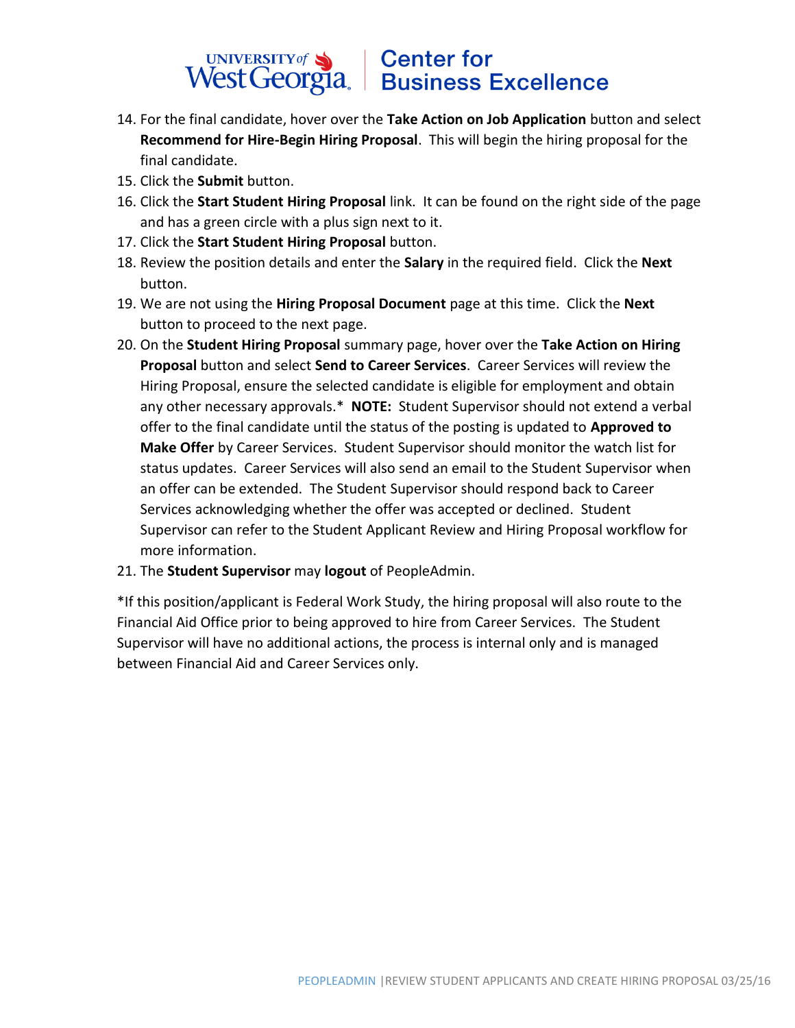14. For the final candidate, hover over the **Take Action on Job Application** button and select **Recommend for Hire-Begin Hiring Proposal**. This will begin the hiring proposal for the final candidate.
15. Click the **Submit** button.
16. Click the **Start Student Hiring Proposal** link. It can be found on the right side of the page and has a green circle with a plus sign next to it.
17. Click the **Start Student Hiring Proposal** button.
18. Review the position details and enter the **Salary** in the required field. Click the **Next** button.
19. We are not using the **Hiring Proposal Document** page at this time. Click the **Next** button to proceed to the next page.
20. On the **Student Hiring Proposal** summary page, hover over the **Take Action on Hiring Proposal** button and select **Send to Career Services**. Career Services will review the Hiring Proposal, ensure the selected candidate is eligible for employment and obtain any other necessary approvals.* **NOTE:** Student Supervisor should not extend a verbal offer to the final candidate until the status of the posting is updated to **Approved to Make Offer** by Career Services. Student Supervisor should monitor the watch list for status updates. Career Services will also send an email to the Student Supervisor when an offer can be extended. The Student Supervisor should respond back to Career Services acknowledging whether the offer was accepted or declined. Student Supervisor can refer to the Student Applicant Review and Hiring Proposal workflow for more information.
21. The **Student Supervisor** may **logout** of PeopleAdmin.

*If this position/applicant is Federal Work Study, the hiring proposal will also route to the Financial Aid Office prior to being approved to hire from Career Services. The Student Supervisor will have no additional actions, the process is internal only and is managed between Financial Aid and Career Services only.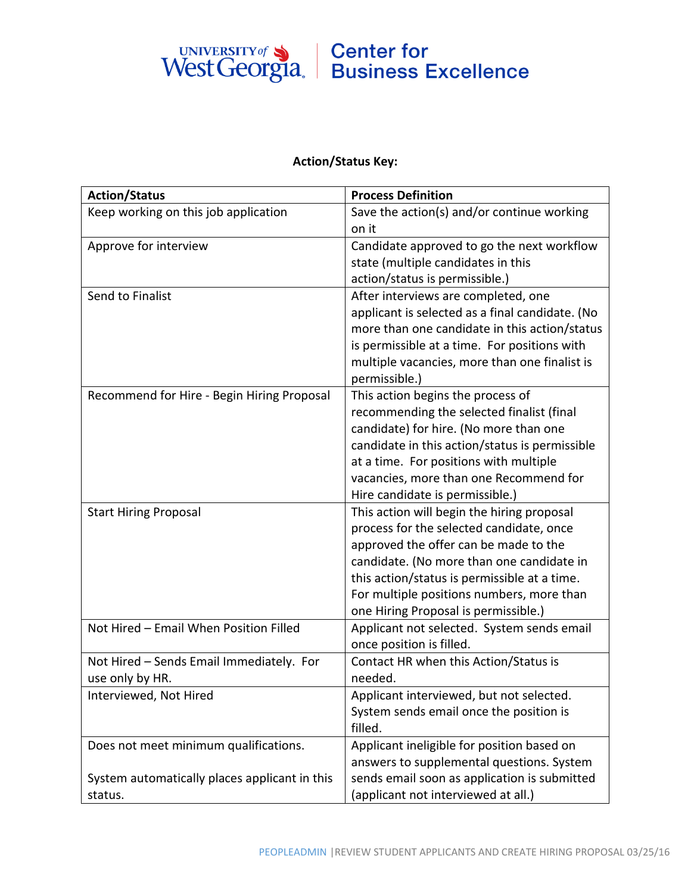**Action/Status Key:**

| Action/Status | Process Definition |
|---|---|
| Keep working on this job application | Save the action(s) and/or continue working on it |
| Approve for interview | Candidate approved to go the next workflow state (multiple candidates in this action/status is permissible.) |
| Send to Finalist | After interviews are completed, one applicant is selected as a final candidate. (No more than one candidate in this action/status is permissible at a time. For positions with multiple vacancies, more than one finalist is permissible.) |
| Recommend for Hire - Begin Hiring Proposal | This action begins the process of recommending the selected finalist (final candidate) for hire. (No more than one candidate in this action/status is permissible at a time. For positions with multiple vacancies, more than one Recommend for Hire candidate is permissible.) |
| Start Hiring Proposal | This action will begin the hiring proposal process for the selected candidate, once approved the offer can be made to the candidate. (No more than one candidate in this action/status is permissible at a time. For multiple positions numbers, more than one Hiring Proposal is permissible.) |
| Not Hired – Email When Position Filled | Applicant not selected. System sends email once position is filled. |
| Not Hired – Sends Email Immediately. For use only by HR. | Contact HR when this Action/Status is needed. |
| Interviewed, Not Hired | Applicant interviewed, but not selected. System sends email once the position is filled. |
| Does not meet minimum qualifications. System automatically places applicant in this status. | Applicant ineligible for position based on answers to supplemental questions. System sends email soon as application is submitted (applicant not interviewed at all.) |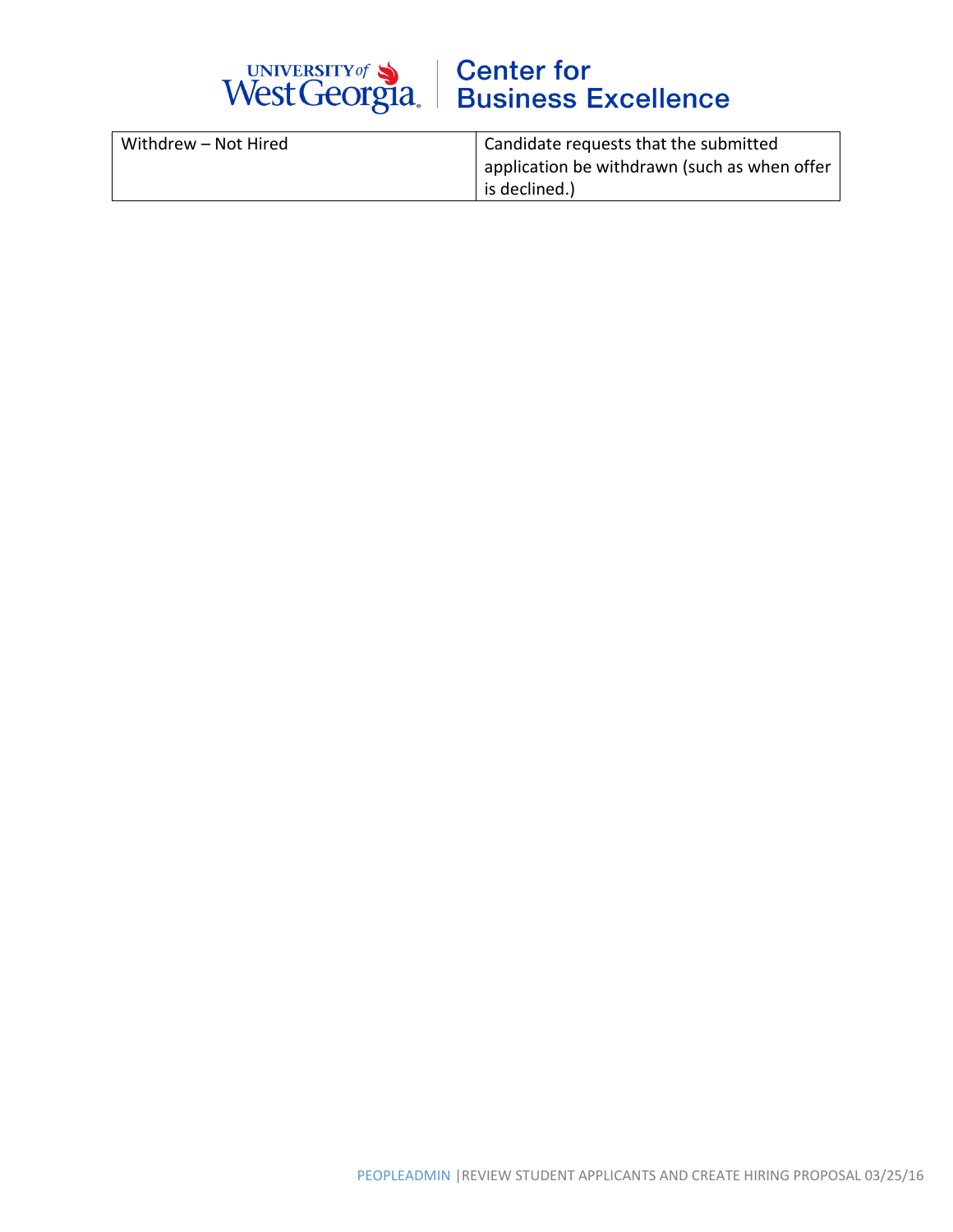| | |
|---|---|
| Withdrew – Not Hired | Candidate requests that the submitted application be withdrawn (such as when offer is declined.) |